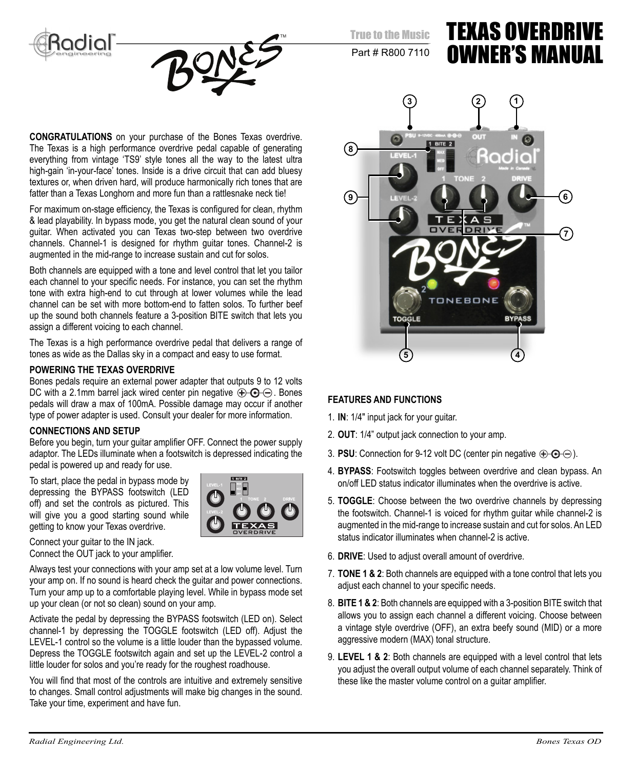# TEXAS OVERDRIVE OWNER'S MANUAL

True to the Music

Part # R800 7110

**CONGRATULATIONS** on your purchase of the Bones Texas overdrive. The Texas is a high performance overdrive pedal capable of generating everything from vintage 'TS9' style tones all the way to the latest ultra high-gain 'in-your-face' tones. Inside is a drive circuit that can add bluesy textures or, when driven hard, will produce harmonically rich tones that are fatter than a Texas Longhorn and more fun than a rattlesnake neck tie!

For maximum on-stage efficiency, the Texas is configured for clean, rhythm & lead playability. In bypass mode, you get the natural clean sound of your guitar. When activated you can Texas two-step between two overdrive channels. Channel-1 is designed for rhythm guitar tones. Channel-2 is augmented in the mid-range to increase sustain and cut for solos.

Both channels are equipped with a tone and level control that let you tailor each channel to your specific needs. For instance, you can set the rhythm tone with extra high-end to cut through at lower volumes while the lead channel can be set with more bottom-end to fatten solos. To further beef up the sound both channels feature a 3-position BITE switch that lets you assign a different voicing to each channel.

The Texas is a high performance overdrive pedal that delivers a range of tones as wide as the Dallas sky in a compact and easy to use format.

### POWERING THE TEXAS OVERDRIVE

Bones pedals require an external power adapter that outputs 9 to 12 volts DC with a 2.1mm barrel jack wired center pin negative ⊕-⊙-⊖. Bones pedals will draw a max of 100mA. Possible damage may occur if another type of power adapter is used. Consult your dealer for more information.

### CONNECTIONS AND SETUP

Before you begin, turn your guitar amplifier OFF. Connect the power supply adaptor. The LEDs illuminate when a footswitch is depressed indicating the pedal is powered up and ready for use.

To start, place the pedal in bypass mode by depressing the BYPASS footswitch (LED off) and set the controls as pictured. This will give you a good starting sound while getting to know your Texas overdrive.

Connect your guitar to the IN jack.
Connect the OUT jack to your amplifier.

Always test your connections with your amp set at a low volume level. Turn your amp on. If no sound is heard check the guitar and power connections. Turn your amp up to a comfortable playing level. While in bypass mode set up your clean (or not so clean) sound on your amp.

Activate the pedal by depressing the BYPASS footswitch (LED on). Select channel-1 by depressing the TOGGLE footswitch (LED off). Adjust the LEVEL-1 control so the volume is a little louder than the bypassed volume. Depress the TOGGLE footswitch again and set up the LEVEL-2 control a little louder for solos and you're ready for the roughest roadhouse.

You will find that most of the controls are intuitive and extremely sensitive to changes. Small control adjustments will make big changes in the sound. Take your time, experiment and have fun.

### FEATURES AND FUNCTIONS

1. **IN**: 1/4" input jack for your guitar.
2. **OUT**: 1/4" output jack connection to your amp.
3. **PSU**: Connection for 9-12 volt DC (center pin negative ⊕-⊙-⊖).
4. **BYPASS**: Footswitch toggles between overdrive and clean bypass. An on/off LED status indicator illuminates when the overdrive is active.
5. **TOGGLE**: Choose between the two overdrive channels by depressing the footswitch. Channel-1 is voiced for rhythm guitar while channel-2 is augmented in the mid-range to increase sustain and cut for solos. An LED status indicator illuminates when channel-2 is active.
6. **DRIVE**: Used to adjust overall amount of overdrive.
7. **TONE 1 & 2**: Both channels are equipped with a tone control that lets you adjust each channel to your specific needs.
8. **BITE 1 & 2**: Both channels are equipped with a 3-position BITE switch that allows you to assign each channel a different voicing. Choose between a vintage style overdrive (OFF), an extra beefy sound (MID) or a more aggressive modern (MAX) tonal structure.
9. **LEVEL 1 & 2**: Both channels are equipped with a level control that lets you adjust the overall output volume of each channel separately. Think of these like the master volume control on a guitar amplifier.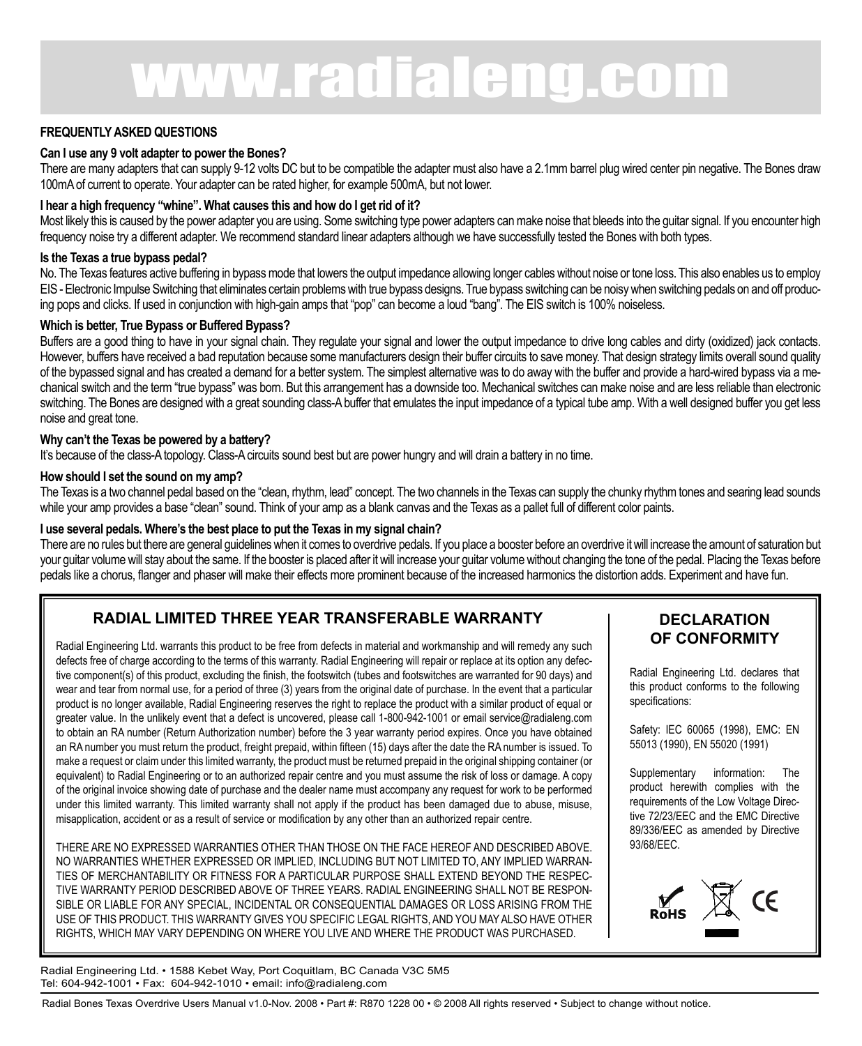# www.radialeng.com

## FREQUENTLY ASKED QUESTIONS

### Can I use any 9 volt adapter to power the Bones?

There are many adapters that can supply 9-12 volts DC but to be compatible the adapter must also have a 2.1mm barrel plug wired center pin negative. The Bones draw 100mA of current to operate. Your adapter can be rated higher, for example 500mA, but not lower.

### I hear a high frequency "whine". What causes this and how do I get rid of it?

Most likely this is caused by the power adapter you are using. Some switching type power adapters can make noise that bleeds into the guitar signal. If you encounter high frequency noise try a different adapter. We recommend standard linear adapters although we have successfully tested the Bones with both types.

### Is the Texas a true bypass pedal?

No. The Texas features active buffering in bypass mode that lowers the output impedance allowing longer cables without noise or tone loss. This also enables us to employ EIS - Electronic Impulse Switching that eliminates certain problems with true bypass designs. True bypass switching can be noisy when switching pedals on and off producing pops and clicks. If used in conjunction with high-gain amps that "pop" can become a loud "bang". The EIS switch is 100% noiseless.

### Which is better, True Bypass or Buffered Bypass?

Buffers are a good thing to have in your signal chain. They regulate your signal and lower the output impedance to drive long cables and dirty (oxidized) jack contacts. However, buffers have received a bad reputation because some manufacturers design their buffer circuits to save money. That design strategy limits overall sound quality of the bypassed signal and has created a demand for a better system. The simplest alternative was to do away with the buffer and provide a hard-wired bypass via a mechanical switch and the term "true bypass" was born. But this arrangement has a downside too. Mechanical switches can make noise and are less reliable than electronic switching. The Bones are designed with a great sounding class-A buffer that emulates the input impedance of a typical tube amp. With a well designed buffer you get less noise and great tone.

### Why can't the Texas be powered by a battery?

It's because of the class-A topology. Class-A circuits sound best but are power hungry and will drain a battery in no time.

### How should I set the sound on my amp?

The Texas is a two channel pedal based on the "clean, rhythm, lead" concept. The two channels in the Texas can supply the chunky rhythm tones and searing lead sounds while your amp provides a base "clean" sound. Think of your amp as a blank canvas and the Texas as a pallet full of different color paints.

### I use several pedals. Where's the best place to put the Texas in my signal chain?

There are no rules but there are general guidelines when it comes to overdrive pedals. If you place a booster before an overdrive it will increase the amount of saturation but your guitar volume will stay about the same. If the booster is placed after it will increase your guitar volume without changing the tone of the pedal. Placing the Texas before pedals like a chorus, flanger and phaser will make their effects more prominent because of the increased harmonics the distortion adds. Experiment and have fun.

## RADIAL LIMITED THREE YEAR TRANSFERABLE WARRANTY

Radial Engineering Ltd. warrants this product to be free from defects in material and workmanship and will remedy any such defects free of charge according to the terms of this warranty. Radial Engineering will repair or replace at its option any defective component(s) of this product, excluding the finish, the footswitch (tubes and footswitches are warranted for 90 days) and wear and tear from normal use, for a period of three (3) years from the original date of purchase. In the event that a particular product is no longer available, Radial Engineering reserves the right to replace the product with a similar product of equal or greater value. In the unlikely event that a defect is uncovered, please call 1-800-942-1001 or email service@radialeng.com to obtain an RA number (Return Authorization number) before the 3 year warranty period expires. Once you have obtained an RA number you must return the product, freight prepaid, within fifteen (15) days after the date the RA number is issued. To make a request or claim under this limited warranty, the product must be returned prepaid in the original shipping container (or equivalent) to Radial Engineering or to an authorized repair centre and you must assume the risk of loss or damage. A copy of the original invoice showing date of purchase and the dealer name must accompany any request for work to be performed under this limited warranty. This limited warranty shall not apply if the product has been damaged due to abuse, misuse, misapplication, accident or as a result of service or modification by any other than an authorized repair centre.

THERE ARE NO EXPRESSED WARRANTIES OTHER THAN THOSE ON THE FACE HEREOF AND DESCRIBED ABOVE. NO WARRANTIES WHETHER EXPRESSED OR IMPLIED, INCLUDING BUT NOT LIMITED TO, ANY IMPLIED WARRANTIES OF MERCHANTABILITY OR FITNESS FOR A PARTICULAR PURPOSE SHALL EXTEND BEYOND THE RESPECTIVE WARRANTY PERIOD DESCRIBED ABOVE OF THREE YEARS. RADIAL ENGINEERING SHALL NOT BE RESPONSIBLE OR LIABLE FOR ANY SPECIAL, INCIDENTAL OR CONSEQUENTIAL DAMAGES OR LOSS ARISING FROM THE USE OF THIS PRODUCT. THIS WARRANTY GIVES YOU SPECIFIC LEGAL RIGHTS, AND YOU MAY ALSO HAVE OTHER RIGHTS, WHICH MAY VARY DEPENDING ON WHERE YOU LIVE AND WHERE THE PRODUCT WAS PURCHASED.

## DECLARATION OF CONFORMITY

Radial Engineering Ltd. declares that this product conforms to the following specifications:

Safety: IEC 60065 (1998), EMC: EN 55013 (1990), EN 55020 (1991)

Supplementary information: The product herewith complies with the requirements of the Low Voltage Directive 72/23/EEC and the EMC Directive 89/336/EEC as amended by Directive 93/68/EEC.

RoHS CE

Radial Engineering Ltd. • 1588 Kebet Way, Port Coquitlam, BC Canada V3C 5M5
Tel: 604-942-1001 • Fax: 604-942-1010 • email: info@radialeng.com

Radial Bones Texas Overdrive Users Manual v1.0-Nov. 2008 • Part #: R870 1228 00 • © 2008 All rights reserved • Subject to change without notice.